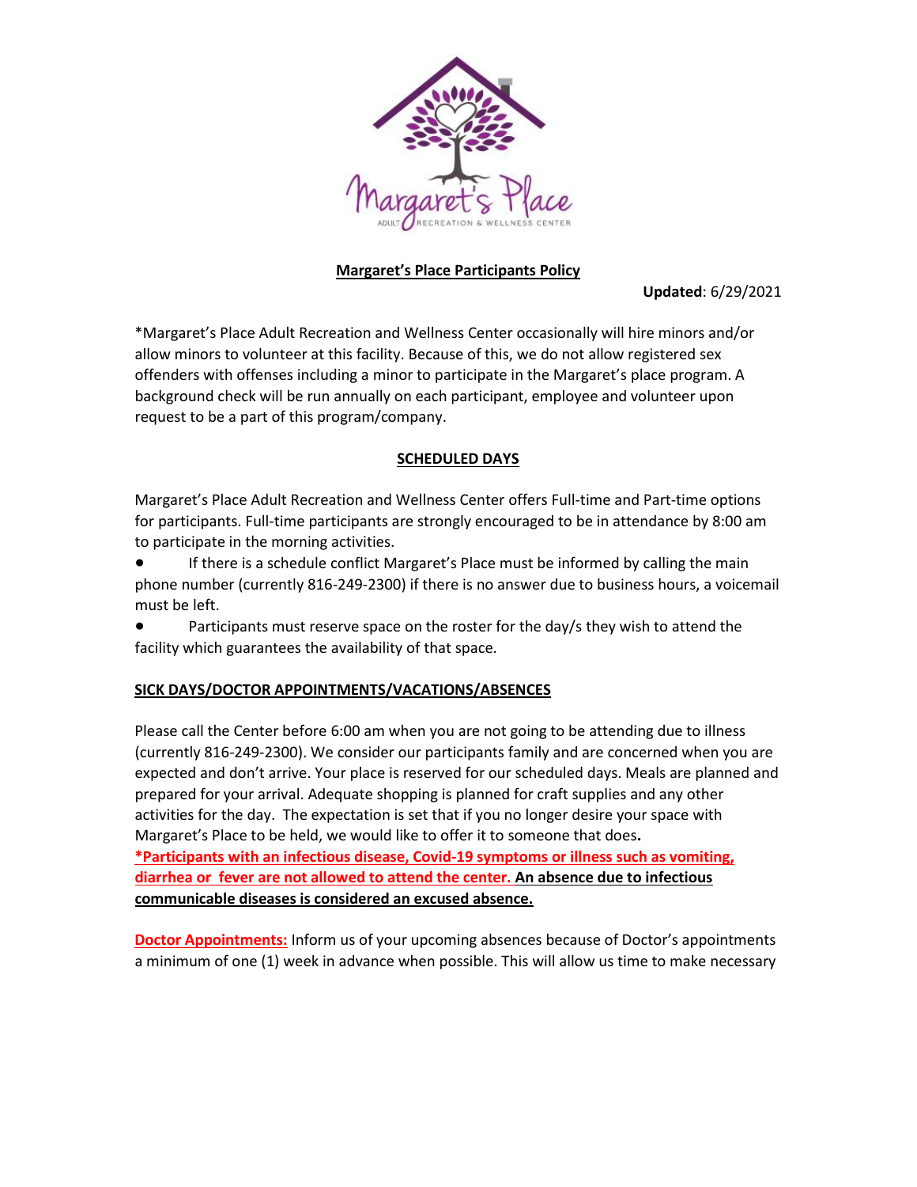**Margaret's Place Participants Policy**

**Updated**: 6/29/2021

*Margaret's Place Adult Recreation and Wellness Center occasionally will hire minors and/or allow minors to volunteer at this facility. Because of this, we do not allow registered sex offenders with offenses including a minor to participate in the Margaret's place program. A background check will be run annually on each participant, employee and volunteer upon request to be a part of this program/company.

## SCHEDULED DAYS

Margaret's Place Adult Recreation and Wellness Center offers Full-time and Part-time options for participants. Full-time participants are strongly encouraged to be in attendance by 8:00 am to participate in the morning activities.

- If there is a schedule conflict Margaret's Place must be informed by calling the main phone number (currently 816-249-2300) if there is no answer due to business hours, a voicemail must be left.
- Participants must reserve space on the roster for the day/s they wish to attend the facility which guarantees the availability of that space.

## SICK DAYS/DOCTOR APPOINTMENTS/VACATIONS/ABSENCES

Please call the Center before 6:00 am when you are not going to be attending due to illness (currently 816-249-2300). We consider our participants family and are concerned when you are expected and don't arrive. Your place is reserved for our scheduled days. Meals are planned and prepared for your arrival. Adequate shopping is planned for craft supplies and any other activities for the day. The expectation is set that if you no longer desire your space with Margaret's Place to be held, we would like to offer it to someone that does.
**\*Participants with an infectious disease, Covid-19 symptoms or illness such as vomiting, diarrhea or fever are not allowed to attend the center. An absence due to infectious communicable diseases is considered an excused absence.**

**Doctor Appointments:** Inform us of your upcoming absences because of Doctor's appointments a minimum of one (1) week in advance when possible. This will allow us time to make necessary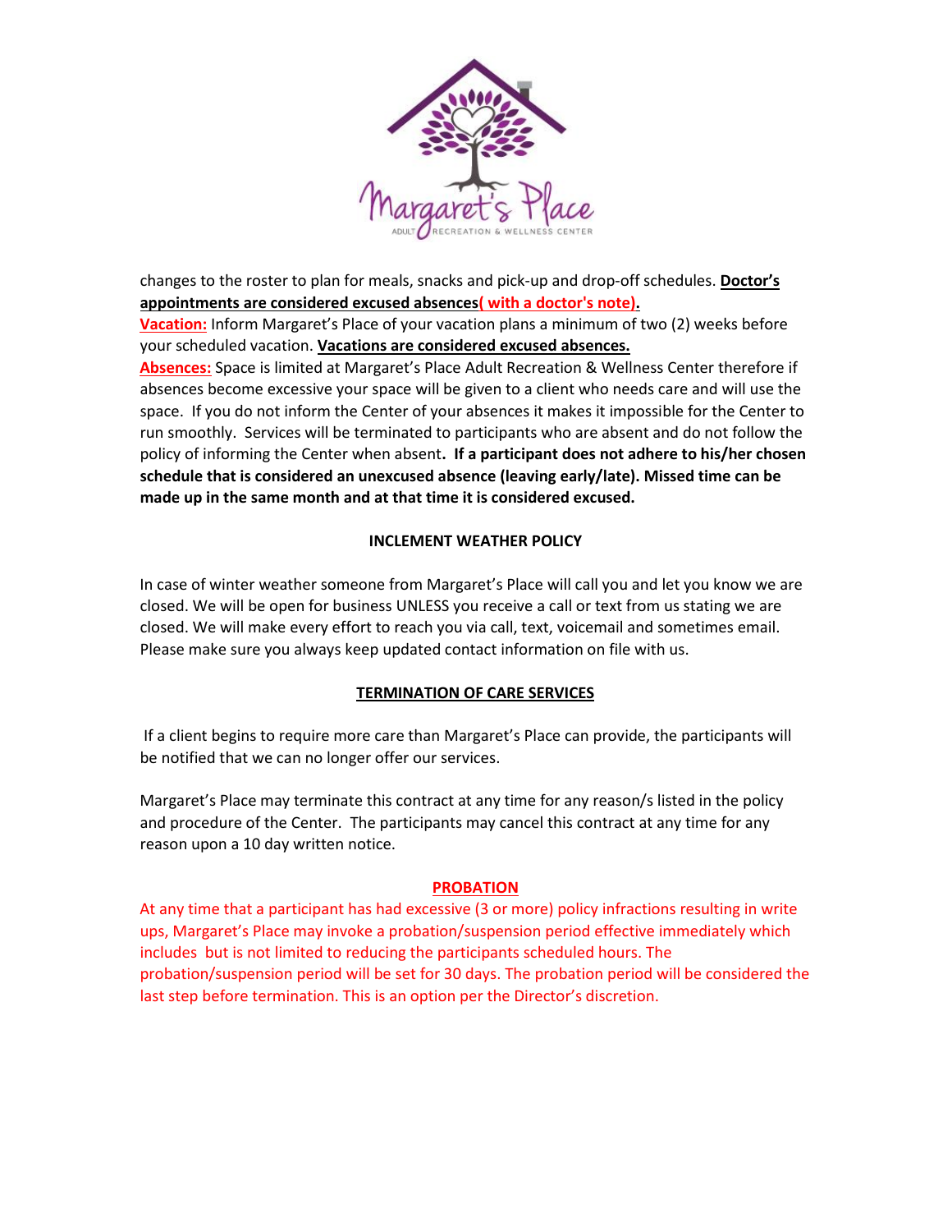changes to the roster to plan for meals, snacks and pick-up and drop-off schedules. **Doctor's appointments are considered excused absences( with a doctor's note).**

**Vacation:** Inform Margaret's Place of your vacation plans a minimum of two (2) weeks before your scheduled vacation. **Vacations are considered excused absences.**

**Absences:** Space is limited at Margaret's Place Adult Recreation & Wellness Center therefore if absences become excessive your space will be given to a client who needs care and will use the space. If you do not inform the Center of your absences it makes it impossible for the Center to run smoothly. Services will be terminated to participants who are absent and do not follow the policy of informing the Center when absent**. If a participant does not adhere to his/her chosen schedule that is considered an unexcused absence (leaving early/late). Missed time can be made up in the same month and at that time it is considered excused.**

## INCLEMENT WEATHER POLICY

In case of winter weather someone from Margaret's Place will call you and let you know we are closed. We will be open for business UNLESS you receive a call or text from us stating we are closed. We will make every effort to reach you via call, text, voicemail and sometimes email. Please make sure you always keep updated contact information on file with us.

## TERMINATION OF CARE SERVICES

If a client begins to require more care than Margaret's Place can provide, the participants will be notified that we can no longer offer our services.

Margaret's Place may terminate this contract at any time for any reason/s listed in the policy and procedure of the Center. The participants may cancel this contract at any time for any reason upon a 10 day written notice.

## PROBATION

At any time that a participant has had excessive (3 or more) policy infractions resulting in write ups, Margaret's Place may invoke a probation/suspension period effective immediately which includes but is not limited to reducing the participants scheduled hours. The probation/suspension period will be set for 30 days. The probation period will be considered the last step before termination. This is an option per the Director's discretion.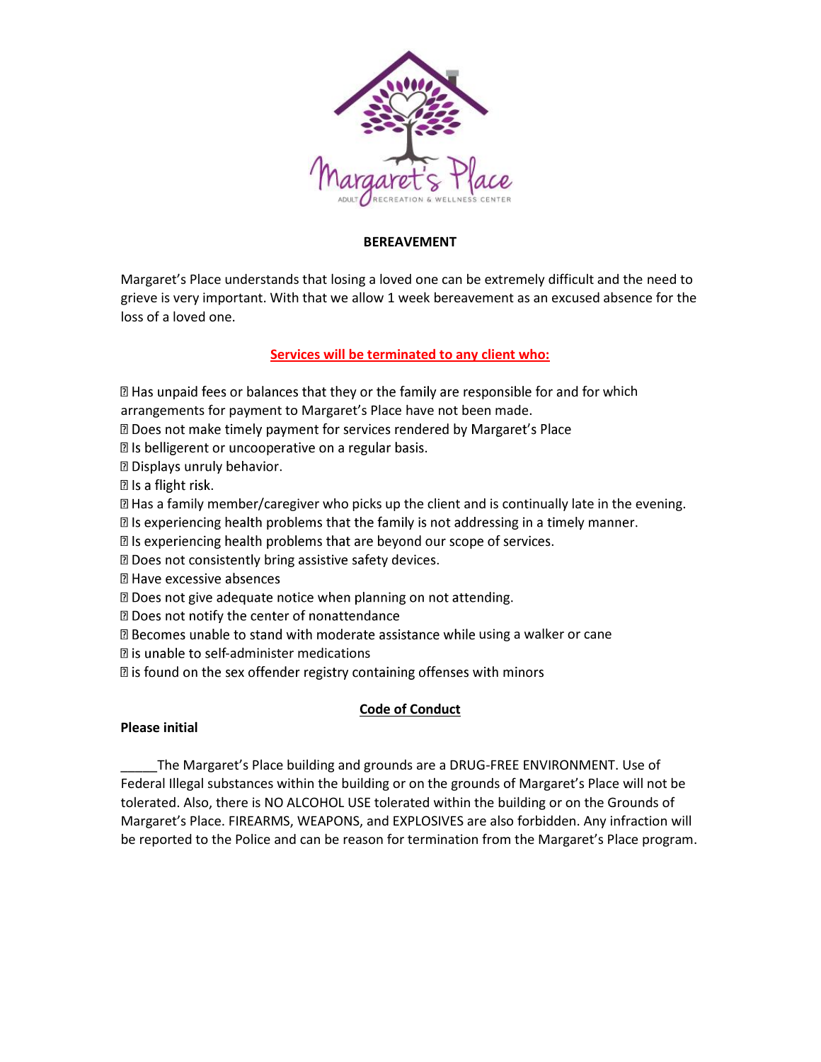## BEREAVEMENT

Margaret's Place understands that losing a loved one can be extremely difficult and the need to grieve is very important. With that we allow 1 week bereavement as an excused absence for the loss of a loved one.

**Services will be terminated to any client who:**

- Has unpaid fees or balances that they or the family are responsible for and for which arrangements for payment to Margaret's Place have not been made.
- Does not make timely payment for services rendered by Margaret's Place
- Is belligerent or uncooperative on a regular basis.
- Displays unruly behavior.
- Is a flight risk.
- Has a family member/caregiver who picks up the client and is continually late in the evening.
- Is experiencing health problems that the family is not addressing in a timely manner.
- Is experiencing health problems that are beyond our scope of services.
- Does not consistently bring assistive safety devices.
- Have excessive absences
- Does not give adequate notice when planning on not attending.
- Does not notify the center of nonattendance
- Becomes unable to stand with moderate assistance while using a walker or cane
- is unable to self-administer medications
- is found on the sex offender registry containing offenses with minors

## Code of Conduct

**Please initial**

_____The Margaret's Place building and grounds are a DRUG-FREE ENVIRONMENT. Use of Federal Illegal substances within the building or on the grounds of Margaret's Place will not be tolerated. Also, there is NO ALCOHOL USE tolerated within the building or on the Grounds of Margaret's Place. FIREARMS, WEAPONS, and EXPLOSIVES are also forbidden. Any infraction will be reported to the Police and can be reason for termination from the Margaret's Place program.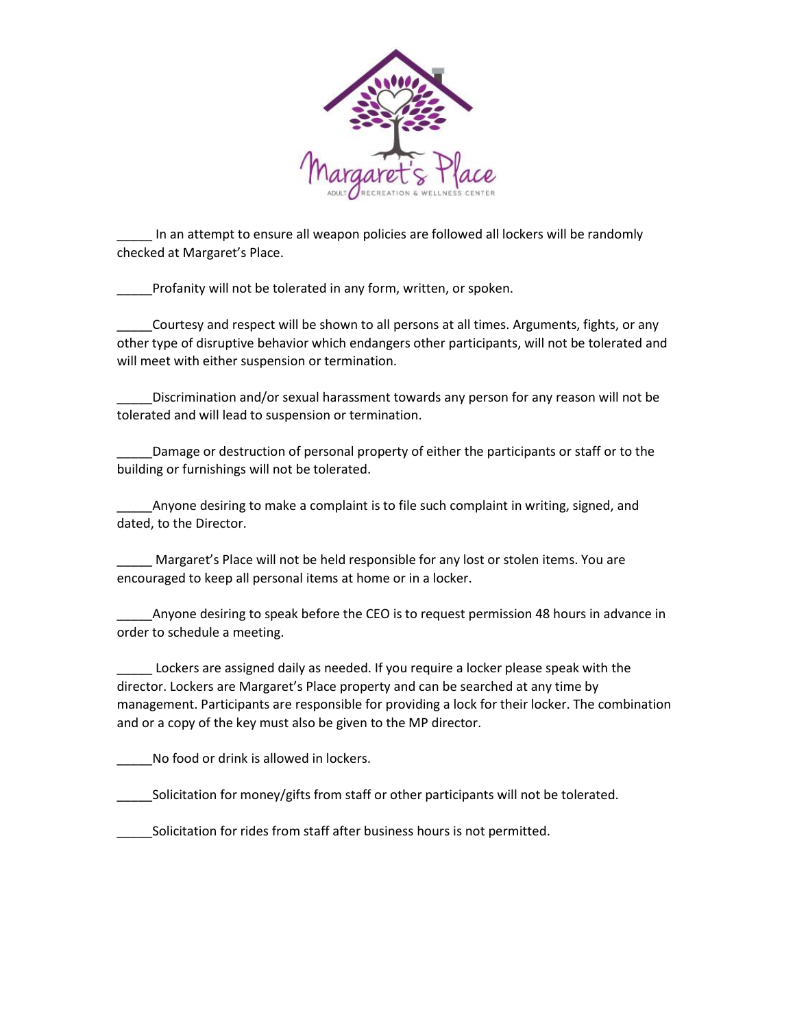_____ In an attempt to ensure all weapon policies are followed all lockers will be randomly checked at Margaret's Place.

_____Profanity will not be tolerated in any form, written, or spoken.

_____Courtesy and respect will be shown to all persons at all times. Arguments, fights, or any other type of disruptive behavior which endangers other participants, will not be tolerated and will meet with either suspension or termination.

_____Discrimination and/or sexual harassment towards any person for any reason will not be tolerated and will lead to suspension or termination.

_____Damage or destruction of personal property of either the participants or staff or to the building or furnishings will not be tolerated.

_____Anyone desiring to make a complaint is to file such complaint in writing, signed, and dated, to the Director.

_____ Margaret's Place will not be held responsible for any lost or stolen items. You are encouraged to keep all personal items at home or in a locker.

_____Anyone desiring to speak before the CEO is to request permission 48 hours in advance in order to schedule a meeting.

_____ Lockers are assigned daily as needed. If you require a locker please speak with the director. Lockers are Margaret's Place property and can be searched at any time by management. Participants are responsible for providing a lock for their locker. The combination and or a copy of the key must also be given to the MP director.

_____No food or drink is allowed in lockers.

_____Solicitation for money/gifts from staff or other participants will not be tolerated.

_____Solicitation for rides from staff after business hours is not permitted.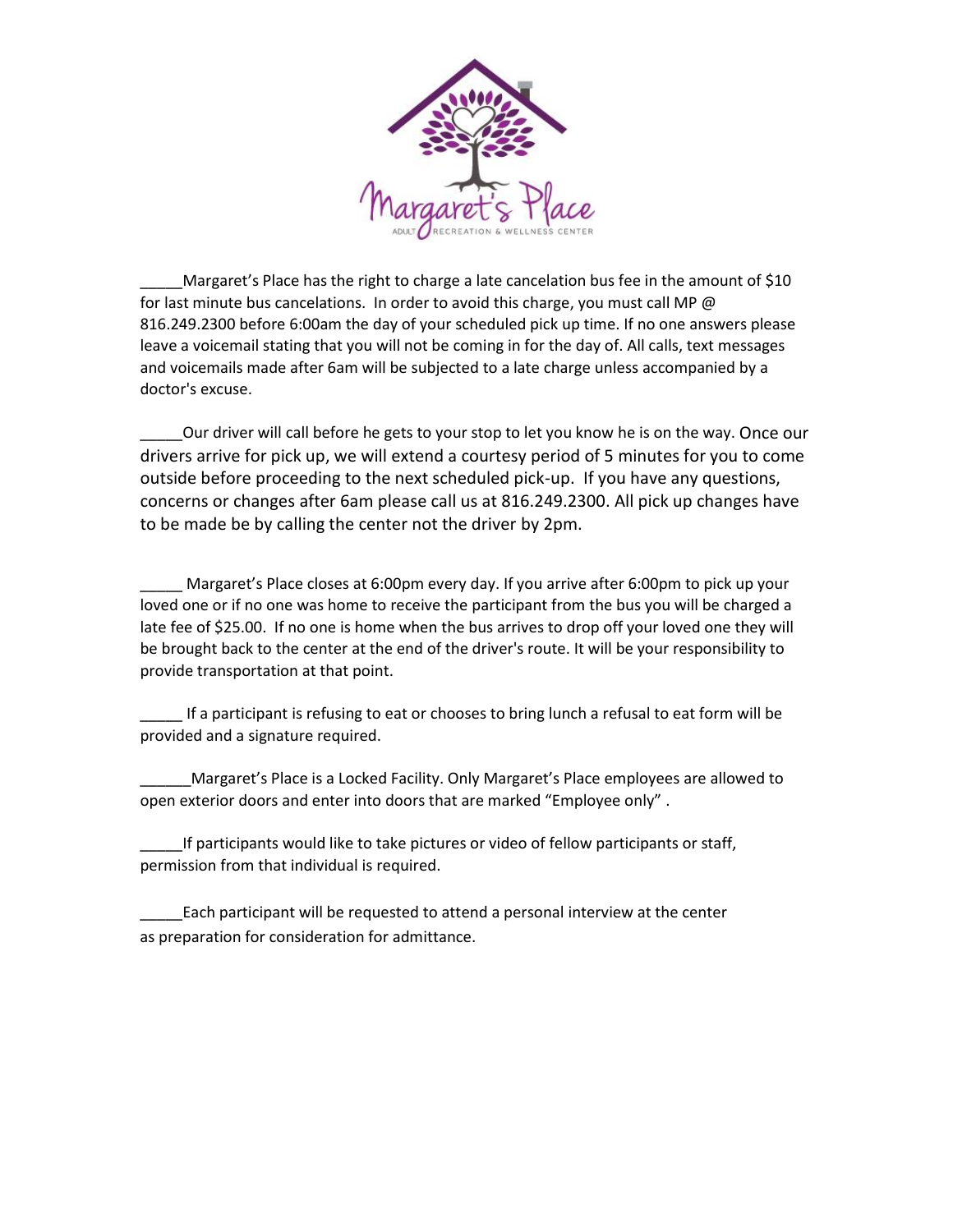_____Margaret's Place has the right to charge a late cancelation bus fee in the amount of $10 for last minute bus cancelations. In order to avoid this charge, you must call MP @ 816.249.2300 before 6:00am the day of your scheduled pick up time. If no one answers please leave a voicemail stating that you will not be coming in for the day of. All calls, text messages and voicemails made after 6am will be subjected to a late charge unless accompanied by a doctor's excuse.

_____Our driver will call before he gets to your stop to let you know he is on the way. Once our drivers arrive for pick up, we will extend a courtesy period of 5 minutes for you to come outside before proceeding to the next scheduled pick-up. If you have any questions, concerns or changes after 6am please call us at 816.249.2300. All pick up changes have to be made be by calling the center not the driver by 2pm.

_____ Margaret's Place closes at 6:00pm every day. If you arrive after 6:00pm to pick up your loved one or if no one was home to receive the participant from the bus you will be charged a late fee of $25.00. If no one is home when the bus arrives to drop off your loved one they will be brought back to the center at the end of the driver's route. It will be your responsibility to provide transportation at that point.

_____ If a participant is refusing to eat or chooses to bring lunch a refusal to eat form will be provided and a signature required.

______Margaret's Place is a Locked Facility. Only Margaret's Place employees are allowed to open exterior doors and enter into doors that are marked "Employee only" .

_____If participants would like to take pictures or video of fellow participants or staff, permission from that individual is required.

_____Each participant will be requested to attend a personal interview at the center as preparation for consideration for admittance.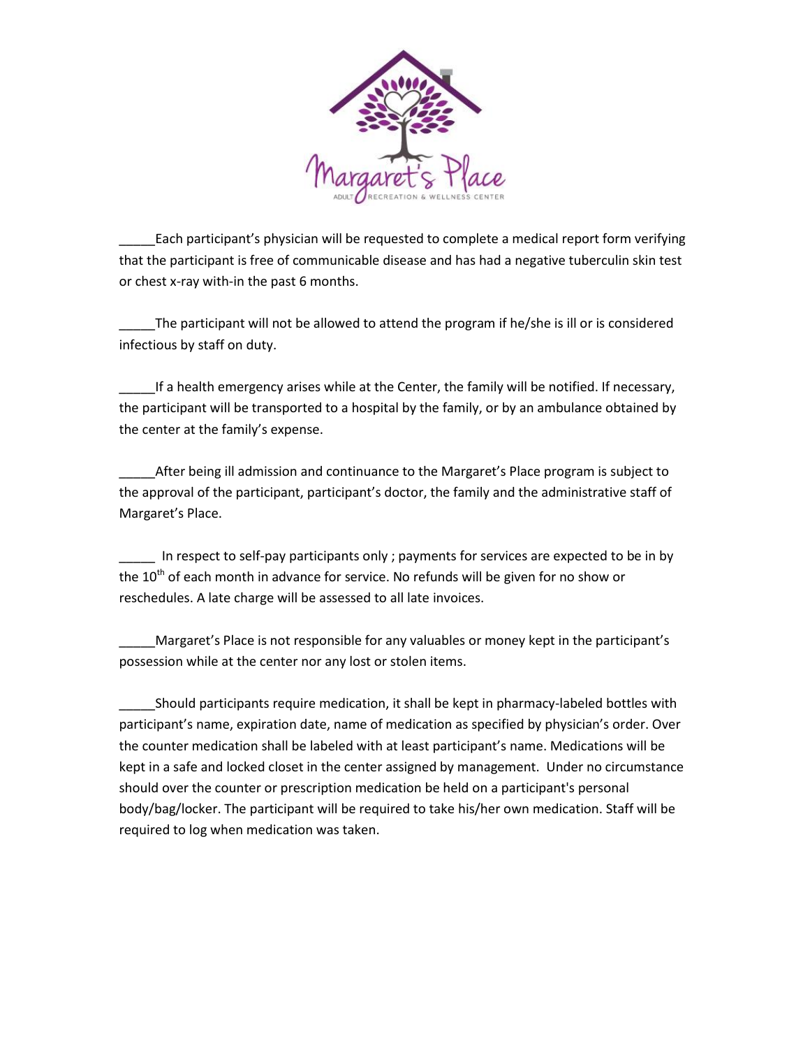_____Each participant's physician will be requested to complete a medical report form verifying that the participant is free of communicable disease and has had a negative tuberculin skin test or chest x-ray with-in the past 6 months.

_____The participant will not be allowed to attend the program if he/she is ill or is considered infectious by staff on duty.

_____If a health emergency arises while at the Center, the family will be notified. If necessary, the participant will be transported to a hospital by the family, or by an ambulance obtained by the center at the family's expense.

_____After being ill admission and continuance to the Margaret's Place program is subject to the approval of the participant, participant's doctor, the family and the administrative staff of Margaret's Place.

_____ In respect to self-pay participants only ; payments for services are expected to be in by the 10th of each month in advance for service. No refunds will be given for no show or reschedules. A late charge will be assessed to all late invoices.

_____Margaret's Place is not responsible for any valuables or money kept in the participant's possession while at the center nor any lost or stolen items.

_____Should participants require medication, it shall be kept in pharmacy-labeled bottles with participant's name, expiration date, name of medication as specified by physician's order. Over the counter medication shall be labeled with at least participant's name. Medications will be kept in a safe and locked closet in the center assigned by management. Under no circumstance should over the counter or prescription medication be held on a participant's personal body/bag/locker. The participant will be required to take his/her own medication. Staff will be required to log when medication was taken.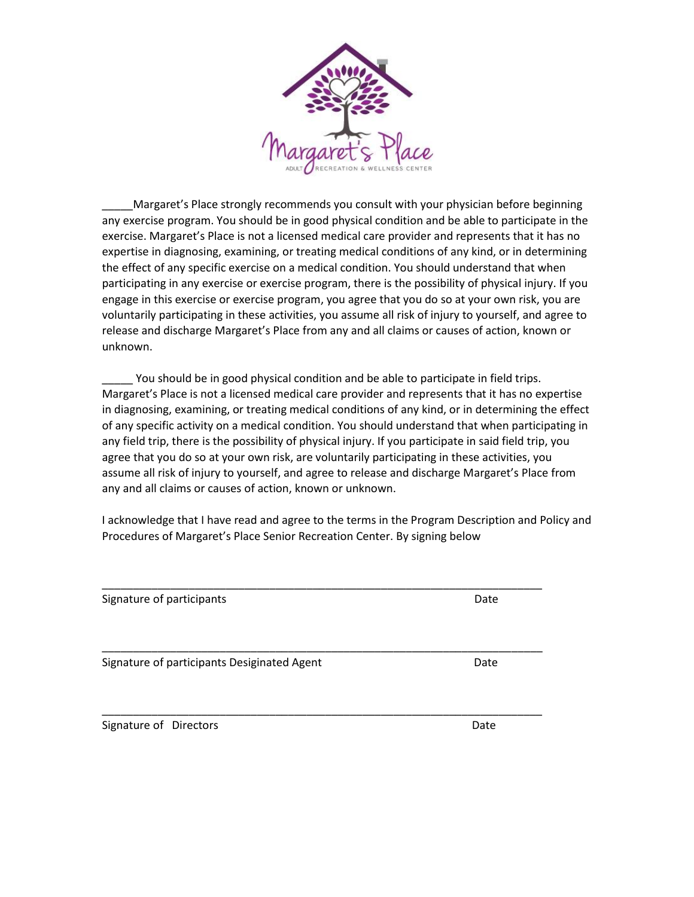_____Margaret's Place strongly recommends you consult with your physician before beginning any exercise program. You should be in good physical condition and be able to participate in the exercise. Margaret's Place is not a licensed medical care provider and represents that it has no expertise in diagnosing, examining, or treating medical conditions of any kind, or in determining the effect of any specific exercise on a medical condition. You should understand that when participating in any exercise or exercise program, there is the possibility of physical injury. If you engage in this exercise or exercise program, you agree that you do so at your own risk, you are voluntarily participating in these activities, you assume all risk of injury to yourself, and agree to release and discharge Margaret's Place from any and all claims or causes of action, known or unknown.

_____ You should be in good physical condition and be able to participate in field trips. Margaret's Place is not a licensed medical care provider and represents that it has no expertise in diagnosing, examining, or treating medical conditions of any kind, or in determining the effect of any specific activity on a medical condition. You should understand that when participating in any field trip, there is the possibility of physical injury. If you participate in said field trip, you agree that you do so at your own risk, are voluntarily participating in these activities, you assume all risk of injury to yourself, and agree to release and discharge Margaret's Place from any and all claims or causes of action, known or unknown.

I acknowledge that I have read and agree to the terms in the Program Description and Policy and Procedures of Margaret's Place Senior Recreation Center. By signing below

_________________________________________________________________________

Signature of participants Date

_________________________________________________________________________

Signature of participants Desiginated Agent Date

_________________________________________________________________________

Signature of Directors Date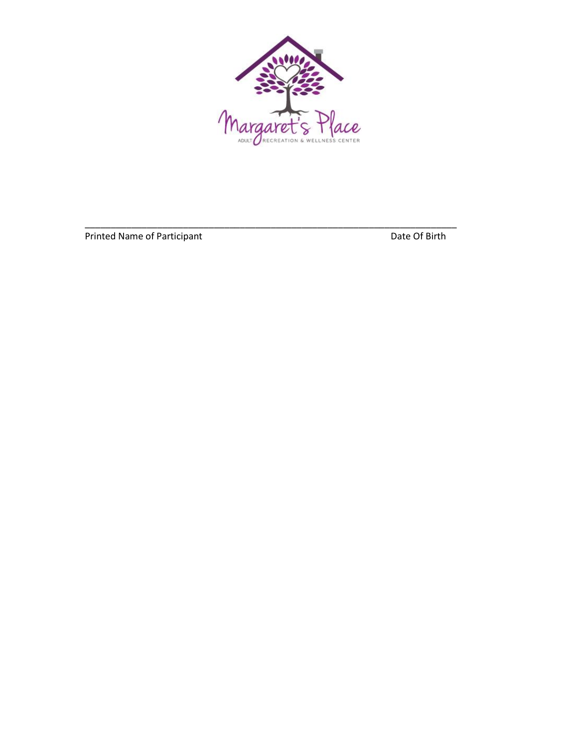Margaret's Place

ADULT RECREATION & WELLNESS CENTER

______________________________________________________________________

Printed Name of Participant Date Of Birth